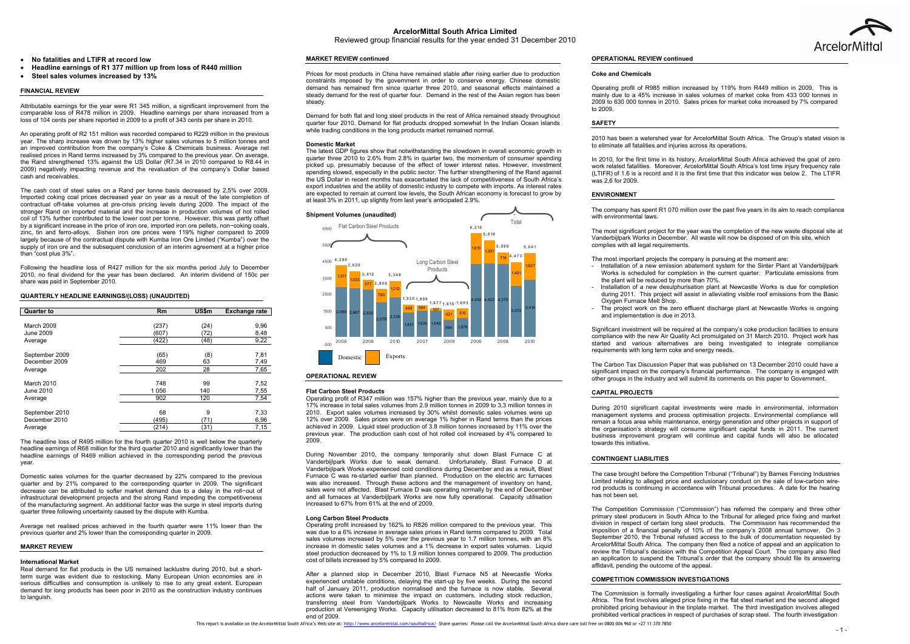# ArcelorMittal South Africa Limited

Reviewed group financial results for the year ended 31 December 2010

- **No fatalities and LTIFR at record low**
- **Headline earnings of R1 377 million up from loss of R440 million**
- **Steel sales volumes increased by 13%**

## FINANCIAL REVIEW

Attributable earnings for the year were R1 345 million, a significant improvement from the comparable loss of R478 million in 2009. Headline earnings per share increased from a loss of 104 cents per share reported in 2009 to a profit of 343 cents per share in 2010.

An operating profit of R2 151 million was recorded compared to R229 million in the previous year. The sharp increase was driven by 13% higher sales volumes to 5 million tonnes and an improved contribution from the company's Coke & Chemicals business. Average net realised prices in Rand terms increased by 3% compared to the previous year. On average, the Rand strengthened 13% against the US Dollar (R7.34 in 2010 compared to R8.44 in 2009) negatively impacting revenue and the revaluation of the company's Dollar based cash and receivables.

The cash cost of steel sales on a Rand per tonne basis decreased by 2,5% over 2009. Imported coking coal prices decreased year on year as a result of the late completion of contractual off-take volumes at pre-crisis pricing levels during 2009. The impact of the stronger Rand on imported material and the increase in production volumes of hot rolled coil of 13% further contributed to the lower cost per tonne. However, this was partly offset by a significant increase in the price of iron ore, imported iron ore pellets, non−coking coals, zinc, tin and ferro-alloys. Sishen iron ore prices were 119% higher compared to 2009 largely because of the contractual dispute with Kumba Iron Ore Limited ("Kumba") over the supply of iron ore and the subsequent conclusion of an interim agreement at a higher price than "cost plus 3%".

Following the headline loss of R427 million for the six months period July to December 2010, no final dividend for the year has been declared. An interim dividend of 150c per share was paid in September 2010.

### QUARTERLY HEADLINE EARNINGS/(LOSS) (UNAUDITED)

| Quarter to | Rm | US$m | Exchange rate |
|---|---|---|---|
| March 2009 | (237) | (24) | 9,96 |
| June 2009 | (607) | (72) | 8,48 |
| Average | (422) | (48) | 9,22 |
| | | | |
| September 2009 | (65) | (8) | 7,81 |
| December 2009 | 469 | 63 | 7,49 |
| Average | 202 | 28 | 7,65 |
| | | | |
| March 2010 | 748 | 99 | 7,52 |
| June 2010 | 1 056 | 140 | 7,55 |
| Average | 902 | 120 | 7,54 |
| | | | |
| September 2010 | 68 | 9 | 7,33 |
| December 2010 | (495) | (71) | 6,96 |
| Average | (214) | (31) | 7,15 |

The headline loss of R495 million for the fourth quarter 2010 is well below the quarterly headline earnings of R68 million for the third quarter 2010 and significantly lower than the headline earnings of R469 million achieved in the corresponding period the previous year.

Domestic sales volumes for the quarter decreased by 22% compared to the previous quarter and by 21% compared to the corresponding quarter in 2009. The significant decrease can be attributed to softer market demand due to a delay in the roll−out of infrastructural development projects and the strong Rand impeding the competitiveness of the manufacturing segment. An additional factor was the surge in steel imports during quarter three following uncertainty caused by the dispute with Kumba.

Average net realised prices achieved in the fourth quarter were 11% lower than the previous quarter and 2% lower than the corresponding quarter in 2009.

## MARKET REVIEW

### International Market

Real demand for flat products in the US remained lacklustre during 2010, but a short-term surge was evident due to restocking. Many European Union economies are in serious difficulties and consumption is unlikely to rise to any great extent. European demand for long products has been poor in 2010 as the construction industry continues to languish.

## MARKET REVIEW continued

Prices for most products in China have remained stable after rising earlier due to production constraints imposed by the government in order to conserve energy. Chinese domestic demand has remained firm since quarter three 2010, and seasonal effects maintained a steady demand for the rest of quarter four. Demand in the rest of the Asian region has been steady.

Demand for both flat and long steel products in the rest of Africa remained steady throughout quarter four 2010. Demand for flat products dropped somewhat In the Indian Ocean islands while trading conditions in the long products market remained normal.

### Domestic Market

The latest GDP figures show that notwithstanding the slowdown in overall economic growth in quarter three 2010 to 2.6% from 2.8% in quarter two, the momentum of consumer spending picked up, presumably because of the effect of lower interest rates. However, investment spending slowed, especially in the public sector. The further strengthening of the Rand against the US Dollar in recent months has exacerbated the lack of competitiveness of South Africa's export industries and the ability of domestic industry to compete with imports. As interest rates are expected to remain at current low levels, the South African economy is forecast to grow by at least 3% in 2011, up slightly from last year's anticipated 2.9%.

### Shipment Volumes (unaudited)

| | Year | Domestic | Exports | Total |
|---|---|---|---|---|
| Flat Carbon Steel Products | 2006 | 2,969 | 1,311 | 4,280 |
| | 2007 | 2,887 | 1,033 | 3,920 |
| | 2008 | 2,835 | 577 | 3,412 |
| | 2009 | 2,078 | 780 | 2,858 |
| | 2010 | 2,336 | 1,012 | 3,348 |
| Long Carbon Steel Products | 2006 | 1,431 | 499 | 1,930 |
| | 2007 | 1,535 | 364 | 1,899 |
| | 2008 | 1,540 | 137 | 1,677 |
| | 2009 | 994 | 621 | 1,615 |
| | 2010 | 1,078 | 615 | 1,693 |
| Total | 2006 | 4,400 | 1,810 | 6,210 |
| | 2007 | 4,422 | 1,397 | 5,819 |
| | 2008 | 4,375 | 714 | 5,089 |
| | 2009 | 3,072 | 1,401 | 4,473 |
| | 2010 | 3,414 | 1,627 | 5,041 |

## OPERATIONAL REVIEW

### Flat Carbon Steel Products

Operating profit of R347 million was 157% higher than the previous year, mainly due to a 17% increase in total sales volumes from 2.9 million tonnes in 2009 to 3,3 million tonnes in 2010. Export sales volumes increased by 30% whilst domestic sales volumes were up 12% over 2009. Sales prices were on average 1% higher in Rand terms than the prices achieved in 2009. Liquid steel production of 3.8 million tonnes increased by 11% over the previous year. The production cash cost of hot rolled coil increased by 4% compared to 2009.

During November 2010, the company temporarily shut down Blast Furnace C at Vanderbijlpark Works due to weak demand. Unfortunately, Blast Furnace D at Vanderbijlpark Works experienced cold conditions during December and as a result, Blast Furnace C was re-started earlier than planned. Production on the electric arc furnaces was also increased. Through these actions and the management of inventory on hand, sales were not affected. Blast Furnace D was operating normally by the end of December and all furnaces at Vanderbijlpark Works are now fully operational. Capacity utilisation increased to 67% from 61% at the end of 2009.

### Long Carbon Steel Products

Operating profit increased by 162% to R826 million compared to the previous year. This was due to a 6% increase in average sales prices in Rand terms compared to 2009. Total sales volumes increased by 5% over the previous year to 1.7 million tonnes, with an 8% increase in domestic sales volumes and a 1% decrease in export sales volumes. Liquid steel production decreased by 1% to 1.9 million tonnes compared to 2009. The production cost of billets increased by 5% compared to 2009.

After a planned stop in December 2010, Blast Furnace N5 at Newcastle Works experienced unstable conditions, delaying the start-up by five weeks. During the second half of January 2011, production normalised and the furnace is now stable. Several actions were taken to minimise the impact on customers, including stock reduction, transferring steel from Vanderbijlpark Works to Newcastle Works and increasing production at Vereeniging Works. Capacity utilisation decreased to 81% from 82% at the end of 2009.

## OPERATIONAL REVIEW continued

### Coke and Chemicals

Operating profit of R985 million increased by 119% from R449 million in 2009. This is mainly due to a 45% increase in sales volumes of market coke from 433 000 tonnes in 2009 to 630 000 tonnes in 2010. Sales prices for market coke increased by 7% compared to 2009.

## SAFETY

2010 has been a watershed year for ArcelorMittal South Africa. The Group's stated vision is to eliminate all fatalities and injuries across its operations.

In 2010, for the first time in its history, ArcelorMittal South Africa achieved the goal of zero work related fatalities. Moreover, ArcelorMittal South Africa's lost time injury frequency rate (LTIFR) of 1.6 is a record and it is the first time that this indicator was below 2. The LTIFR was 2,6 for 2009.

## ENVIRONMENT

The company has spent R1 070 million over the past five years in its aim to reach compliance with environmental laws.

The most significant project for the year was the completion of the new waste disposal site at Vanderbijlpark Works in December. All waste will now be disposed of on this site, which complies with all legal requirements.

The most important projects the company is pursuing at the moment are:

- Installation of a new emission abatement system for the Sinter Plant at Vanderbijlpark Works is scheduled for completion in the current quarter. Particulate emissions from the plant will be reduced by more than 70%.
- Installation of a new desulphurisation plant at Newcastle Works is due for completion during 2011. This project will assist in alleviating visible roof emissions from the Basic Oxygen Furnace Melt Shop.
- The project work on the zero effluent discharge plant at Newcastle Works is ongoing and implementation is due in 2013.

Significant investment will be required at the company's coke production facilities to ensure compliance with the new Air Quality Act promulgated on 31 March 2010. Project work has started and various alternatives are being investigated to integrate compliance requirements with long term coke and energy needs.

The Carbon Tax Discussion Paper that was published on 13 December 2010 could have a significant impact on the company's financial performance. The company is engaged with other groups in the industry and will submit its comments on this paper to Government.

## CAPITAL PROJECTS

During 2010 significant capital investments were made in environmental, information management systems and process optimisation projects. Environmental compliance will remain a focus area while maintenance, energy generation and other projects in support of the organisation's strategy will consume significant capital funds in 2011. The current business improvement program will continue and capital funds will also be allocated towards this initiative.

## CONTINGENT LIABILITIES

The case brought before the Competition Tribunal ("Tribunal") by Barnes Fencing Industries Limited relating to alleged price and exclusionary conduct on the sale of low-carbon wire-rod products is continuing in accordance with Tribunal procedures. A date for the hearing has not been set.

The Competition Commission ("Commission") has referred the company and three other primary steel producers in South Africa to the Tribunal for alleged price fixing and market division in respect of certain long steel products. The Commission has recommended the imposition of a financial penalty of 10% of the company's 2008 annual turnover. On 3 September 2010, the Tribunal refused access to the bulk of documentation requested by ArcelorMittal South Africa. The company then filed a notice of appeal and an application to review the Tribunal's decision with the Competition Appeal Court. The company also filed an application to suspend the Tribunal's order that the company should file its answering affidavit, pending the outcome of the appeal.

## COMPETITION COMMISSION INVESTIGATIONS

The Commission is formally investigating a further four cases against ArcelorMittal South Africa. The first involves alleged price fixing in the flat steel market and the second alleged prohibited pricing behaviour in the tinplate market. The third investigation involves alleged prohibited vertical practices in respect of purchases of scrap steel. The fourth investigation

This report is available on the ArcelorMittal South Africa's Web site at: http://www.arcelormittal.com/southafrica/ Share queries: Please call the ArcelorMittal South Africa share care toll free on 0800 006 960 or +27 11 370 7850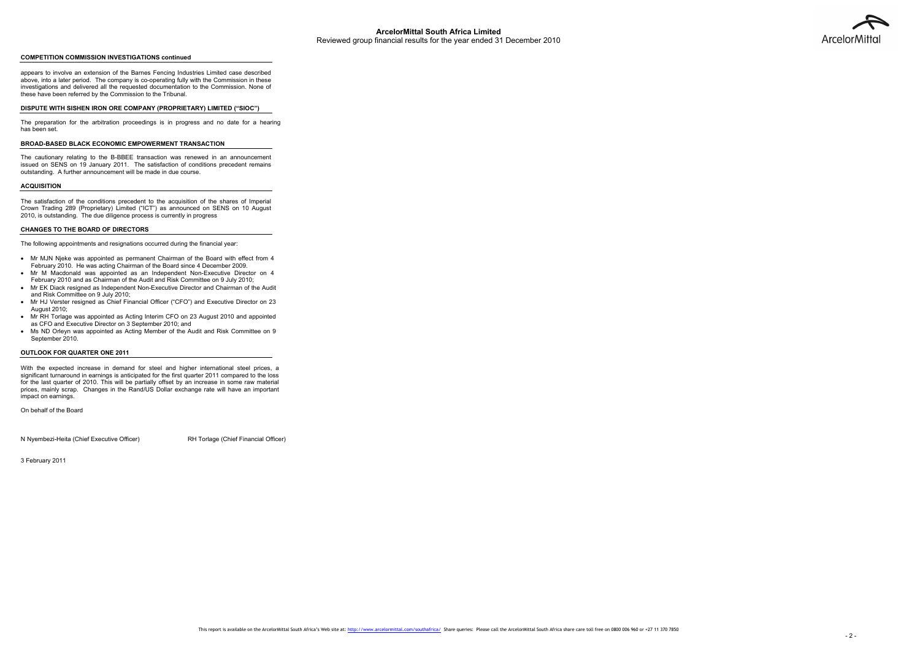## COMPETITION COMMISSION INVESTIGATIONS continued

appears to involve an extension of the Barnes Fencing Industries Limited case described above, into a later period. The company is co-operating fully with the Commission in these investigations and delivered all the requested documentation to the Commission. None of these have been referred by the Commission to the Tribunal.

## DISPUTE WITH SISHEN IRON ORE COMPANY (PROPRIETARY) LIMITED ("SIOC")

The preparation for the arbitration proceedings is in progress and no date for a hearing has been set.

## BROAD-BASED BLACK ECONOMIC EMPOWERMENT TRANSACTION

The cautionary relating to the B-BBEE transaction was renewed in an announcement issued on SENS on 19 January 2011. The satisfaction of conditions precedent remains outstanding. A further announcement will be made in due course.

## ACQUISITION

The satisfaction of the conditions precedent to the acquisition of the shares of Imperial Crown Trading 289 (Proprietary) Limited ("ICT") as announced on SENS on 10 August 2010, is outstanding. The due diligence process is currently in progress

## CHANGES TO THE BOARD OF DIRECTORS

The following appointments and resignations occurred during the financial year:

- Mr MJN Njeke was appointed as permanent Chairman of the Board with effect from 4 February 2010. He was acting Chairman of the Board since 4 December 2009.
- Mr M Macdonald was appointed as an Independent Non-Executive Director on 4 February 2010 and as Chairman of the Audit and Risk Committee on 9 July 2010;
- Mr EK Diack resigned as Independent Non-Executive Director and Chairman of the Audit and Risk Committee on 9 July 2010;
- Mr HJ Verster resigned as Chief Financial Officer ("CFO") and Executive Director on 23 August 2010;
- Mr RH Torlage was appointed as Acting Interim CFO on 23 August 2010 and appointed as CFO and Executive Director on 3 September 2010; and
- Ms ND Orleyn was appointed as Acting Member of the Audit and Risk Committee on 9 September 2010.

## OUTLOOK FOR QUARTER ONE 2011

With the expected increase in demand for steel and higher international steel prices, a significant turnaround in earnings is anticipated for the first quarter 2011 compared to the loss for the last quarter of 2010. This will be partially offset by an increase in some raw material prices, mainly scrap. Changes in the Rand/US Dollar exchange rate will have an important impact on earnings.

On behalf of the Board

N Nyembezi-Heita (Chief Executive Officer) RH Torlage (Chief Financial Officer)

3 February 2011

This report is available on the ArcelorMittal South Africa's Web site at: http://www.arcelormittal.com/southafrica/ Share queries: Please call the ArcelorMittal South Africa share care toll free on 0800 006 960 or +27 11 370 7850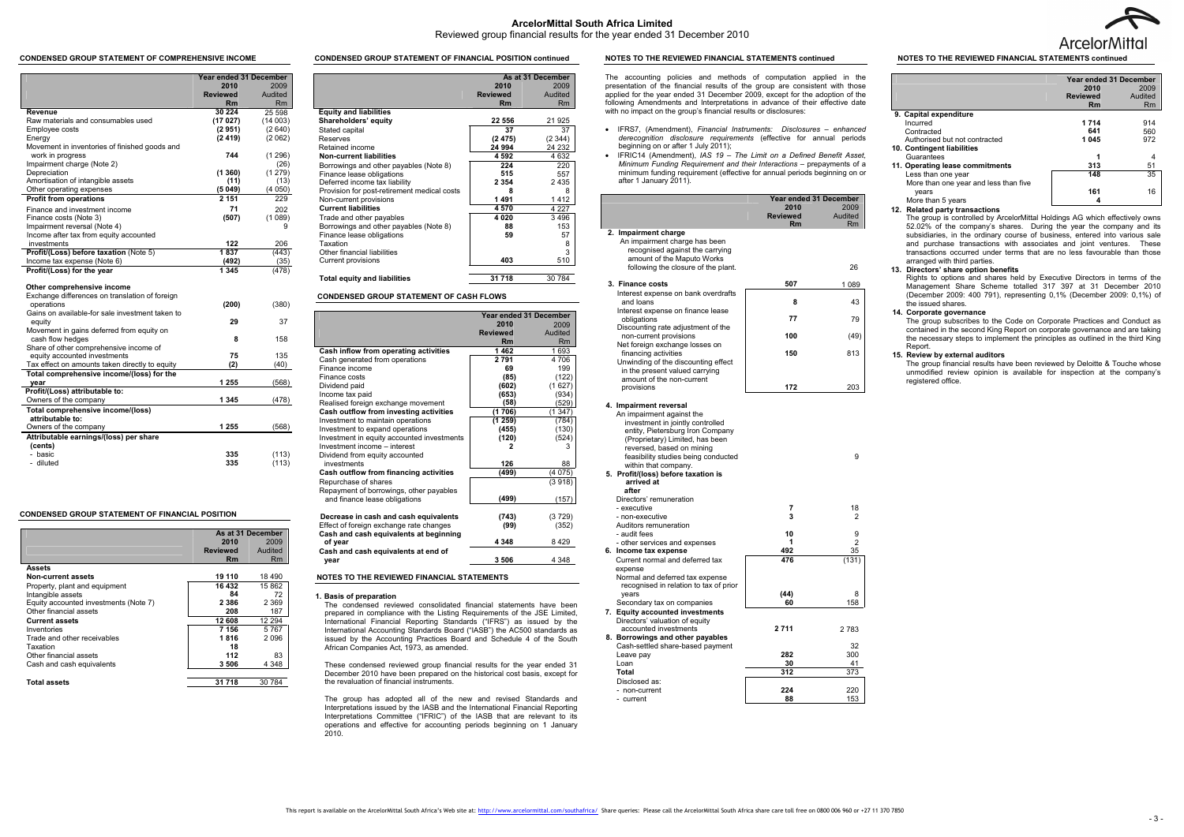# ArcelorMittal South Africa Limited

Reviewed group financial results for the year ended 31 December 2010

## CONDENSED GROUP STATEMENT OF COMPREHENSIVE INCOME

| | Year ended 31 December 2010 Reviewed Rm | 2009 Audited Rm |
|---|---|---|
| **Revenue** | **30 224** | 25 598 |
| Raw materials and consumables used | **(17 027)** | (14 003) |
| Employee costs | **(2 951)** | (2 640) |
| Energy | **(2 419)** | (2 062) |
| Movement in inventories of finished goods and work in progress | **744** | (1 296) |
| Impairment charge (Note 2) | | (26) |
| Depreciation | **(1 360)** | (1 279) |
| Amortisation of intangible assets | **(11)** | (13) |
| Other operating expenses | **(5 049)** | (4 050) |
| **Profit from operations** | **2 151** | 229 |
| Finance and investment income | **71** | 202 |
| Finance costs (Note 3) | **(507)** | (1 089) |
| Impairment reversal (Note 4) | | 9 |
| Income after tax from equity accounted investments | **122** | 206 |
| **Profit/(Loss) before taxation** (Note 5) | **1 837** | (443) |
| Income tax expense (Note 6) | **(492)** | (35) |
| **Profit/(Loss) for the year** | **1 345** | (478) |
| **Other comprehensive income** | | |
| Exchange differences on translation of foreign operations | **(200)** | (380) |
| Gains on available-for sale investment taken to equity | **29** | 37 |
| Movement in gains deferred from equity on cash flow hedges | **8** | 158 |
| Share of other comprehensive income of equity accounted investments | **75** | 135 |
| Tax effect on amounts taken directly to equity | **(2)** | (40) |
| **Total comprehensive income/(loss) for the year** | **1 255** | (568) |
| **Profit/(Loss) attributable to:** | | |
| Owners of the company | **1 345** | (478) |
| **Total comprehensive income/(loss) attributable to:** | | |
| Owners of the company | **1 255** | (568) |
| **Attributable earnings/(loss) per share (cents)** | | |
| - basic | **335** | (113) |
| - diluted | **335** | (113) |

## CONDENSED GROUP STATEMENT OF FINANCIAL POSITION

| | As at 31 December 2010 Reviewed Rm | 2009 Audited Rm |
|---|---|---|
| **Assets** | | |
| **Non-current assets** | **19 110** | 18 490 |
| Property, plant and equipment | **16 432** | 15 862 |
| Intangible assets | **84** | 72 |
| Equity accounted investments (Note 7) | **2 386** | 2 369 |
| Other financial assets | **208** | 187 |
| **Current assets** | **12 608** | 12 294 |
| Inventories | **7 156** | 5 767 |
| Trade and other receivables | **1 816** | 2 096 |
| Taxation | **18** | |
| Other financial assets | **112** | 83 |
| Cash and cash equivalents | **3 506** | 4 348 |
| **Total assets** | **31 718** | 30 784 |

## CONDENSED GROUP STATEMENT OF FINANCIAL POSITION continued

| | As at 31 December 2010 Reviewed Rm | 2009 Audited Rm |
|---|---|---|
| **Equity and liabilities** | | |
| **Shareholders' equity** | **22 556** | 21 925 |
| Stated capital | **37** | 37 |
| Reserves | **(2 475)** | (2 344) |
| Retained income | **24 994** | 24 232 |
| **Non-current liabilities** | **4 592** | 4 632 |
| Borrowings and other payables (Note 8) | **224** | 220 |
| Finance lease obligations | **515** | 557 |
| Deferred income tax liability | **2 354** | 2 435 |
| Provision for post-retirement medical costs | **8** | 8 |
| Non-current provisions | **1 491** | 1 412 |
| **Current liabilities** | **4 570** | 4 227 |
| Trade and other payables | **4 020** | 3 496 |
| Borrowings and other payables (Note 8) | **88** | 153 |
| Finance lease obligations | **59** | 57 |
| Taxation | | 8 |
| Other financial liabilities | | 3 |
| Current provisions | **403** | 510 |
| **Total equity and liabilities** | **31 718** | 30 784 |

## CONDENSED GROUP STATEMENT OF CASH FLOWS

| | Year ended 31 December 2010 Reviewed Rm | 2009 Audited Rm |
|---|---|---|
| **Cash inflow from operating activities** | **1 462** | 1 693 |
| Cash generated from operations | **2 791** | 4 706 |
| Finance income | **69** | 199 |
| Finance costs | **(85)** | (122) |
| Dividend paid | **(602)** | (1 627) |
| Income tax paid | **(653)** | (934) |
| Realised foreign exchange movement | **(58)** | (529) |
| **Cash outflow from investing activities** | **(1 706)** | (1 347) |
| Investment to maintain operations | **(1 259)** | (784) |
| Investment to expand operations | **(455)** | (130) |
| Investment in equity accounted investments | **(120)** | (524) |
| Investment income – interest | **2** | 3 |
| Dividend from equity accounted investments | **126** | 88 |
| **Cash outflow from financing activities** | **(499)** | (4 075) |
| Repurchase of shares | | (3 918) |
| Repayment of borrowings, other payables and finance lease obligations | **(499)** | (157) |
| **Decrease in cash and cash equivalents** | **(743)** | (3 729) |
| Effect of foreign exchange rate changes | **(99)** | (352) |
| **Cash and cash equivalents at beginning of year** | **4 348** | 8 429 |
| **Cash and cash equivalents at end of year** | **3 506** | 4 348 |

## NOTES TO THE REVIEWED FINANCIAL STATEMENTS

**1. Basis of preparation**

The condensed reviewed consolidated financial statements have been prepared in compliance with the Listing Requirements of the JSE Limited, International Financial Reporting Standards ("IFRS") as issued by the International Accounting Standards Board ("IASB") the AC500 standards as issued by the Accounting Practices Board and Schedule 4 of the South African Companies Act, 1973, as amended.

These condensed reviewed group financial results for the year ended 31 December 2010 have been prepared on the historical cost basis, except for the revaluation of financial instruments.

The group has adopted all of the new and revised Standards and Interpretations issued by the IASB and the International Financial Reporting Interpretations Committee ("IFRIC") of the IASB that are relevant to its operations and effective for accounting periods beginning on 1 January 2010.

## NOTES TO THE REVIEWED FINANCIAL STATEMENTS continued

The accounting policies and methods of computation applied in the presentation of the financial results of the group are consistent with those applied for the year ended 31 December 2009, except for the adoption of the following Amendments and Interpretations in advance of their effective date with no impact on the group's financial results or disclosures:

- IFRS7, (Amendment), *Financial Instruments: Disclosures – enhanced derecognition disclosure requirements* (effective for annual periods beginning on or after 1 July 2011);
- IFRIC14 (Amendment), *IAS 19 – The Limit on a Defined Benefit Asset, Minimum Funding Requirement and their Interactions* – prepayments of a minimum funding requirement (effective for annual periods beginning on or after 1 January 2011).

| | Year ended 31 December 2010 Reviewed Rm | 2009 Audited Rm |
|---|---|---|
| **2. Impairment charge** | | |
| An impairment charge has been recognised against the carrying amount of the Maputo Works following the closure of the plant. | | 26 |
| **3. Finance costs** | **507** | 1 089 |
| Interest expense on bank overdrafts and loans | **8** | 43 |
| Interest expense on finance lease obligations | **77** | 79 |
| Discounting rate adjustment of the non-current provisions | **100** | (49) |
| Net foreign exchange losses on financing activities | **150** | 813 |
| Unwinding of the discounting effect in the present valued carrying amount of the non-current provisions | **172** | 203 |
| **4. Impairment reversal** | | |
| An impairment against the investment in jointly controlled entity, Pietersburg Iron Company (Proprietary) Limited, has been reversed, based on mining feasibility studies being conducted within that company. | | 9 |
| **5. Profit/(loss) before taxation is arrived at after** | | |
| Directors' remuneration | | |
| - executive | **7** | 18 |
| - non-executive | **3** | 2 |
| Auditors remuneration | | |
| - audit fees | **10** | 9 |
| - other services and expenses | **1** | 2 |
| **6. Income tax expense** | **492** | 35 |
| Current normal and deferred tax expense | **476** | (131) |
| Normal and deferred tax expense recognised in relation to tax of prior years | **(44)** | 8 |
| Secondary tax on companies | **60** | 158 |
| **7. Equity accounted investments** | | |
| Directors' valuation of equity accounted investments | **2 711** | 2 783 |
| **8. Borrowings and other payables** | | |
| Cash-settled share-based payment | | 32 |
| Leave pay | **282** | 300 |
| Loan | **30** | 41 |
| **Total** | **312** | 373 |
| Disclosed as: | | |
| - non-current | **224** | 220 |
| - current | **88** | 153 |

## NOTES TO THE REVIEWED FINANCIAL STATEMENTS continued

| | Year ended 31 December 2010 Reviewed Rm | 2009 Audited Rm |
|---|---|---|
| **9. Capital expenditure** | | |
| Incurred | **1 714** | 914 |
| Contracted | **641** | 560 |
| Authorised but not contracted | **1 045** | 972 |
| **10. Contingent liabilities** | | |
| Guarantees | **1** | 4 |
| **11. Operating lease commitments** | **313** | 51 |
| Less than one year | **148** | 35 |
| More than one year and less than five years | **161** | 16 |
| More than 5 years | **4** | |

**12. Related party transactions**

The group is controlled by ArcelorMittal Holdings AG which effectively owns 52.02% of the company's shares. During the year the company and its subsidiaries, in the ordinary course of business, entered into various sale and purchase transactions with associates and joint ventures. These transactions occurred under terms that are no less favourable than those arranged with third parties.

**13. Directors' share option benefits**

Rights to options and shares held by Executive Directors in terms of the Management Share Scheme totalled 317 397 at 31 December 2010 (December 2009: 400 791), representing 0,1% (December 2009: 0,1%) of the issued shares.

**14. Corporate governance**

The group subscribes to the Code on Corporate Practices and Conduct as contained in the second King Report on corporate governance and are taking the necessary steps to implement the principles as outlined in the third King Report.

**15. Review by external auditors**

The group financial results have been reviewed by Deloitte & Touche whose unmodified review opinion is available for inspection at the company's registered office.

This report is available on the ArcelorMittal South Africa's Web site at: http://www.arcelormittal.com/southafrica/ Share queries: Please call the ArcelorMittal South Africa share care toll free on 0800 006 960 or +27 11 370 7850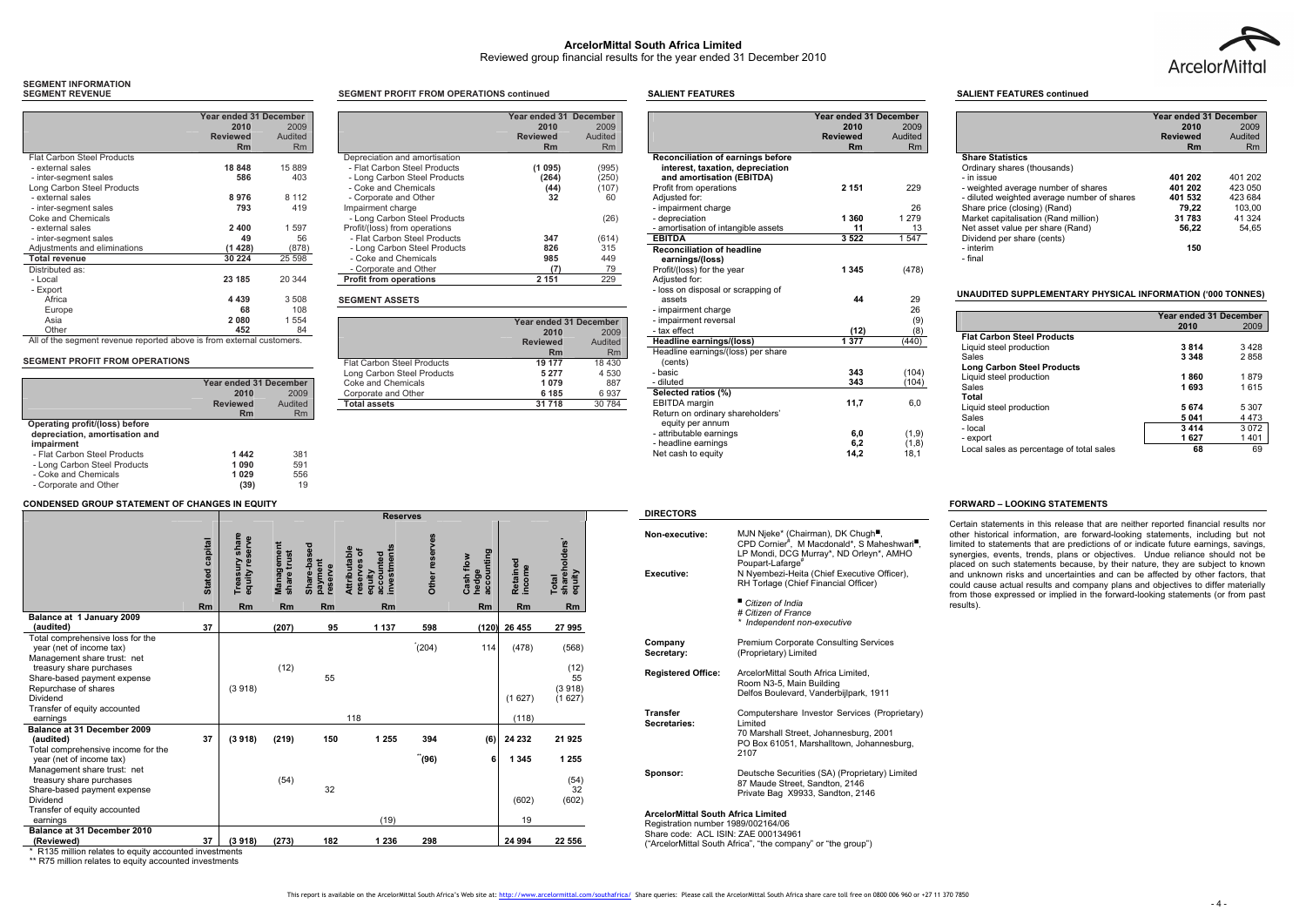# ArcelorMittal South Africa Limited

Reviewed group financial results for the year ended 31 December 2010

## SEGMENT INFORMATION

### SEGMENT REVENUE

| | Year ended 31 December 2010 Reviewed Rm | 2009 Audited Rm |
|---|---|---|
| **Flat Carbon Steel Products** | | |
| - external sales | **18 848** | 15 889 |
| - inter-segment sales | **586** | 403 |
| **Long Carbon Steel Products** | | |
| - external sales | **8 976** | 8 112 |
| - inter-segment sales | **793** | 419 |
| **Coke and Chemicals** | | |
| - external sales | **2 400** | 1 597 |
| - inter-segment sales | **49** | 56 |
| Adjustments and eliminations | **(1 428)** | (878) |
| **Total revenue** | **30 224** | 25 598 |
| Distributed as: | | |
| - Local | **23 185** | 20 344 |
| - Export | | |
| Africa | **4 439** | 3 508 |
| Europe | **68** | 108 |
| Asia | **2 080** | 1 554 |
| Other | **452** | 84 |

All of the segment revenue reported above is from external customers.

### SEGMENT PROFIT FROM OPERATIONS

| | Year ended 31 December 2010 Reviewed Rm | 2009 Audited Rm |
|---|---|---|
| **Operating profit/(loss) before depreciation, amortisation and impairment** | | |
| - Flat Carbon Steel Products | **1 442** | 381 |
| - Long Carbon Steel Products | **1 090** | 591 |
| - Coke and Chemicals | **1 029** | 556 |
| - Corporate and Other | **(39)** | 19 |

### SEGMENT PROFIT FROM OPERATIONS continued

| | Year ended 31 December 2010 Reviewed Rm | 2009 Audited Rm |
|---|---|---|
| Depreciation and amortisation | | |
| - Flat Carbon Steel Products | **(1 095)** | (995) |
| - Long Carbon Steel Products | **(264)** | (250) |
| - Coke and Chemicals | **(44)** | (107) |
| - Corporate and Other | **32** | 60 |
| Impairment charge | | |
| - Long Carbon Steel Products | | (26) |
| Profit/(loss) from operations | | |
| - Flat Carbon Steel Products | **347** | (614) |
| - Long Carbon Steel Products | **826** | 315 |
| - Coke and Chemicals | **985** | 449 |
| - Corporate and Other | **(7)** | 79 |
| **Profit from operations** | **2 151** | 229 |

### SEGMENT ASSETS

| | Year ended 31 December 2010 Reviewed Rm | 2009 Audited Rm |
|---|---|---|
| Flat Carbon Steel Products | **19 177** | 18 430 |
| Long Carbon Steel Products | **5 277** | 4 530 |
| Coke and Chemicals | **1 079** | 887 |
| Corporate and Other | **6 185** | 6 937 |
| **Total assets** | **31 718** | 30 784 |

## SALIENT FEATURES

| | Year ended 31 December 2010 Reviewed Rm | 2009 Audited Rm |
|---|---|---|
| **Reconciliation of earnings before interest, taxation, depreciation and amortisation (EBITDA)** | | |
| Profit from operations | **2 151** | 229 |
| Adjusted for: | | |
| - impairment charge | | 26 |
| - depreciation | **1 360** | 1 279 |
| - amortisation of intangible assets | **11** | 13 |
| **EBITDA** | **3 522** | 1 547 |
| **Reconciliation of headline earnings/(loss)** | | |
| Profit/(loss) for the year | **1 345** | (478) |
| Adjusted for: | | |
| - loss on disposal or scrapping of assets | **44** | 29 |
| - impairment charge | | 26 |
| - impairment reversal | | (9) |
| - tax effect | **(12)** | (8) |
| **Headline earnings/(loss)** | **1 377** | (440) |
| Headline earnings/(loss) per share (cents) | | |
| - basic | **343** | (104) |
| - diluted | **343** | (104) |
| **Selected ratios (%)** | | |
| EBITDA margin | **11,7** | 6,0 |
| Return on ordinary shareholders' equity per annum | | |
| - attributable earnings | **6,0** | (1,9) |
| - headline earnings | **6,2** | (1,8) |
| Net cash to equity | **14,2** | 18,1 |

## SALIENT FEATURES continued

| | Year ended 31 December 2010 Reviewed Rm | 2009 Audited Rm |
|---|---|---|
| **Share Statistics** | | |
| Ordinary shares (thousands) | | |
| - in issue | **401 202** | 401 202 |
| - weighted average number of shares | **401 202** | 423 050 |
| - diluted weighted average number of shares | **401 532** | 423 684 |
| Share price (closing) (Rand) | **79,22** | 103,00 |
| Market capitalisation (Rand million) | **31 783** | 41 324 |
| Net asset value per share (Rand) | **56,22** | 54,65 |
| Dividend per share (cents) | | |
| - interim | **150** | |
| - final | | |

## UNAUDITED SUPPLEMENTARY PHYSICAL INFORMATION ('000 TONNES)

| | Year ended 31 December 2010 | 2009 |
|---|---|---|
| **Flat Carbon Steel Products** | | |
| Liquid steel production | **3 814** | 3 428 |
| Sales | **3 348** | 2 858 |
| **Long Carbon Steel Products** | | |
| Liquid steel production | **1 860** | 1 879 |
| Sales | **1 693** | 1 615 |
| **Total** | | |
| Liquid steel production | **5 674** | 5 307 |
| Sales | **5 041** | 4 473 |
| - local | **3 414** | 3 072 |
| - export | **1 627** | 1 401 |
| Local sales as percentage of total sales | **68** | 69 |

## CONDENSED GROUP STATEMENT OF CHANGES IN EQUITY

| | Stated capital | Treasury share equity reserve | Management share trust | Share-based payment reserve | Attributable reserves of equity accounted investments | Other reserves | Cash flow hedge accounting | Retained income | Total shareholders' equity |
|---|---|---|---|---|---|---|---|---|---|
| | Rm | Rm | Rm | Rm | Rm | Rm | Rm | Rm | Rm |
| **Balance at 1 January 2009 (audited)** | **37** | | **(207)** | **95** | **1 137** | **598** | **(120)** | **26 455** | **27 995** |
| Total comprehensive loss for the year (net of income tax) | | | | | | *(204) | 114 | (478) | (568) |
| Management share trust: net treasury share purchases | | | (12) | | | | | | (12) |
| Share-based payment expense | | | | 55 | | | | | 55 |
| Repurchase of shares | | (3 918) | | | | | | | (3 918) |
| Dividend | | | | | | | | (1 627) | (1 627) |
| Transfer of equity accounted earnings | | | | | 118 | | | (118) | |
| **Balance at 31 December 2009 (audited)** | **37** | **(3 918)** | **(219)** | **150** | **1 255** | **394** | **(6)** | **24 232** | **21 925** |
| Total comprehensive income for the year (net of income tax) | | | | | | **(96) | 6 | 1 345 | 1 255 |
| Management share trust: net treasury share purchases | | | (54) | | | | | | (54) |
| Share-based payment expense | | | | 32 | | | | | 32 |
| Dividend | | | | | | | | (602) | (602) |
| Transfer of equity accounted earnings | | | | | (19) | | | 19 | |
| **Balance at 31 December 2010 (Reviewed)** | **37** | **(3 918)** | **(273)** | **182** | **1 236** | **298** | | **24 994** | **22 556** |

\* R135 million relates to equity accounted investments

** R75 million relates to equity accounted investments

## DIRECTORS

**Non-executive:** MJN Njeke* (Chairman), DK Chugh■, CPD Cornier#, M Macdonald*, S Maheshwari■, LP Mondi, DCG Murray*, ND Orleyn*, AMHO Poupart-Lafarge#

**Executive:** N Nyembezi-Heita (Chief Executive Officer), RH Torlage (Chief Financial Officer)

■ *Citizen of India*
# *Citizen of France*
\* *Independent non-executive*

**Company Secretary:** Premium Corporate Consulting Services (Proprietary) Limited

**Registered Office:** ArcelorMittal South Africa Limited, Room N3-5, Main Building, Delfos Boulevard, Vanderbijlpark, 1911

**Transfer Secretaries:** Computershare Investor Services (Proprietary) Limited, 70 Marshall Street, Johannesburg, 2001, PO Box 61051, Marshalltown, Johannesburg, 2107

**Sponsor:** Deutsche Securities (SA) (Proprietary) Limited, 87 Maude Street, Sandton, 2146, Private Bag X9933, Sandton, 2146

**ArcelorMittal South Africa Limited**
Registration number 1989/002164/06
Share code: ACL ISIN: ZAE 000134961
("ArcelorMittal South Africa", "the company" or "the group")

## FORWARD – LOOKING STATEMENTS

Certain statements in this release that are neither reported financial results nor other historical information, are forward-looking statements, including but not limited to statements that are predictions of or indicate future earnings, savings, synergies, events, trends, plans or objectives. Undue reliance should not be placed on such statements because, by their nature, they are subject to known and unknown risks and uncertainties and can be affected by other factors, that could cause actual results and company plans and objectives to differ materially from those expressed or implied in the forward-looking statements (or from past results).

This report is available on the ArcelorMittal South Africa's Web site at: http://www.arcelormittal.com/southafrica/ Share queries: Please call the ArcelorMittal South Africa share care toll free on 0800 006 960 or +27 11 370 7850